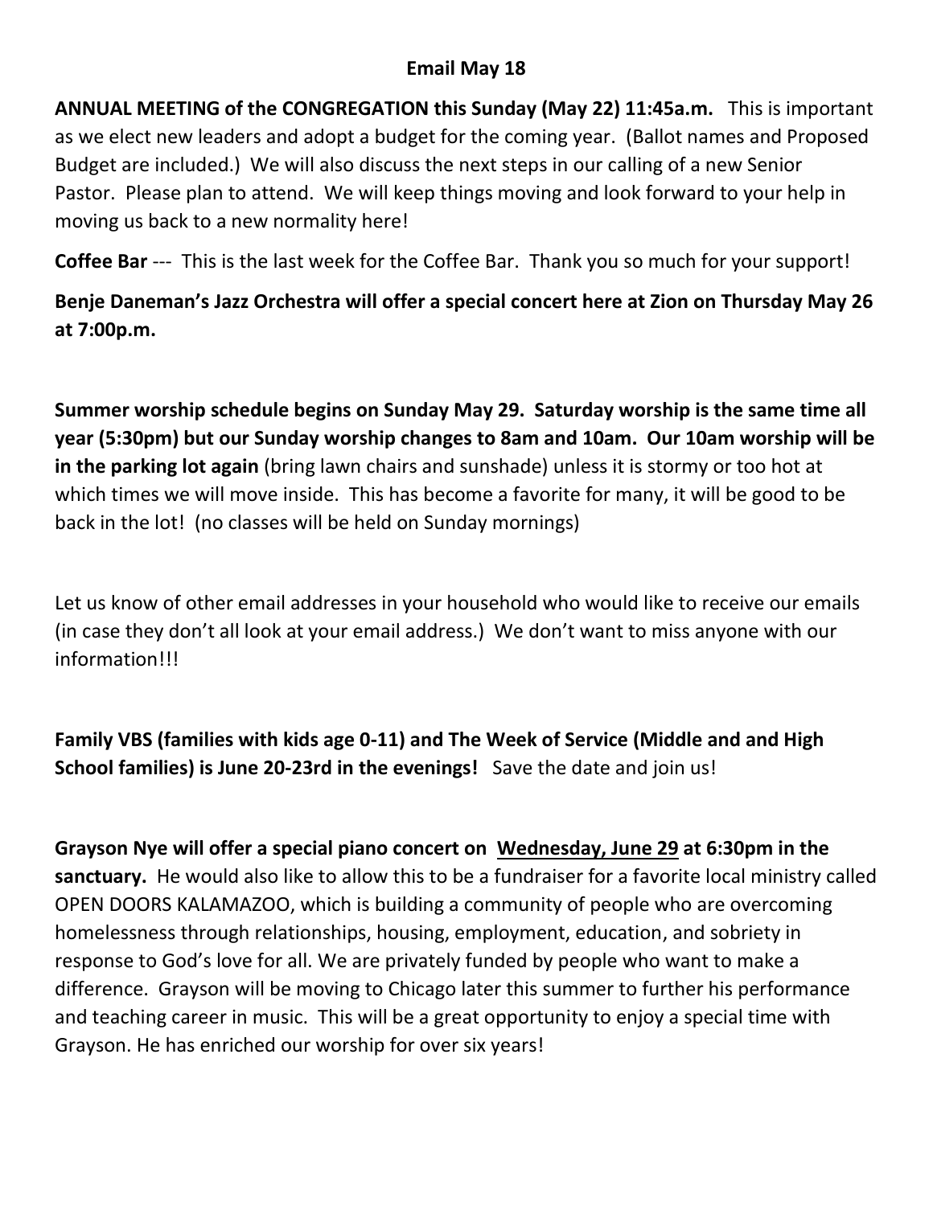## Email May 18

**ANNUAL MEETING of the CONGREGATION this Sunday (May 22) 11:45a.m.** This is important as we elect new leaders and adopt a budget for the coming year. (Ballot names and Proposed Budget are included.) We will also discuss the next steps in our calling of a new Senior Pastor. Please plan to attend. We will keep things moving and look forward to your help in moving us back to a new normality here!

**Coffee Bar** --- This is the last week for the Coffee Bar. Thank you so much for your support!

**Benje Daneman's Jazz Orchestra will offer a special concert here at Zion on Thursday May 26 at 7:00p.m.**

**Summer worship schedule begins on Sunday May 29. Saturday worship is the same time all year (5:30pm) but our Sunday worship changes to 8am and 10am. Our 10am worship will be in the parking lot again** (bring lawn chairs and sunshade) unless it is stormy or too hot at which times we will move inside. This has become a favorite for many, it will be good to be back in the lot! (no classes will be held on Sunday mornings)

Let us know of other email addresses in your household who would like to receive our emails (in case they don't all look at your email address.) We don't want to miss anyone with our information!!!

**Family VBS (families with kids age 0-11) and The Week of Service (Middle and and High School families) is June 20-23rd in the evenings!** Save the date and join us!

**Grayson Nye will offer a special piano concert on Wednesday, June 29 at 6:30pm in the sanctuary.** He would also like to allow this to be a fundraiser for a favorite local ministry called OPEN DOORS KALAMAZOO, which is building a community of people who are overcoming homelessness through relationships, housing, employment, education, and sobriety in response to God's love for all. We are privately funded by people who want to make a difference. Grayson will be moving to Chicago later this summer to further his performance and teaching career in music. This will be a great opportunity to enjoy a special time with Grayson. He has enriched our worship for over six years!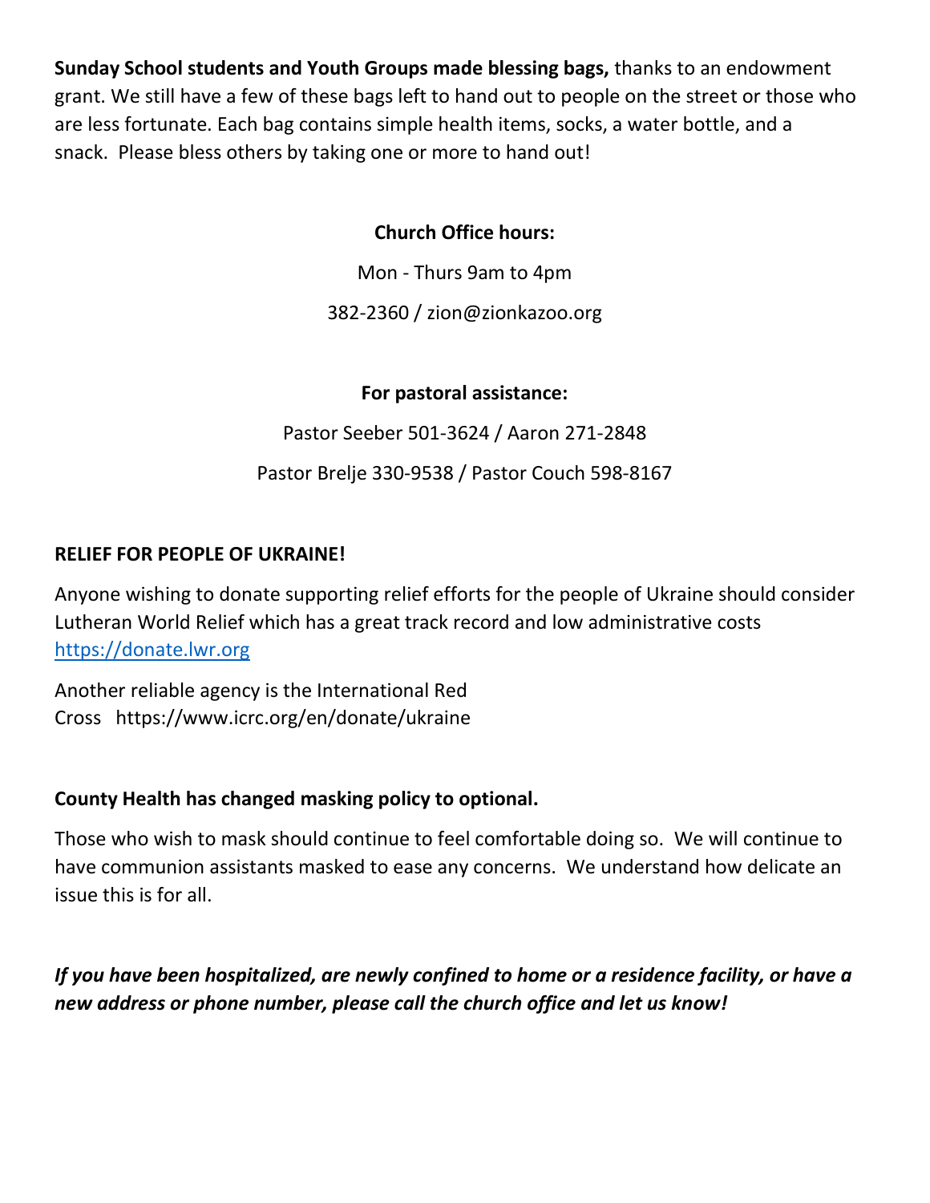**Sunday School students and Youth Groups made blessing bags,** thanks to an endowment grant. We still have a few of these bags left to hand out to people on the street or those who are less fortunate. Each bag contains simple health items, socks, a water bottle, and a snack. Please bless others by taking one or more to hand out!

**Church Office hours:**

Mon - Thurs 9am to 4pm

382-2360 / zion@zionkazoo.org

**For pastoral assistance:**

Pastor Seeber 501-3624 / Aaron 271-2848

Pastor Brelje 330-9538 / Pastor Couch 598-8167

**RELIEF FOR PEOPLE OF UKRAINE!**

Anyone wishing to donate supporting relief efforts for the people of Ukraine should consider Lutheran World Relief which has a great track record and low administrative costs https://donate.lwr.org

Another reliable agency is the International Red Cross https://www.icrc.org/en/donate/ukraine

**County Health has changed masking policy to optional.**

Those who wish to mask should continue to feel comfortable doing so. We will continue to have communion assistants masked to ease any concerns. We understand how delicate an issue this is for all.

***If you have been hospitalized, are newly confined to home or a residence facility, or have a new address or phone number, please call the church office and let us know!***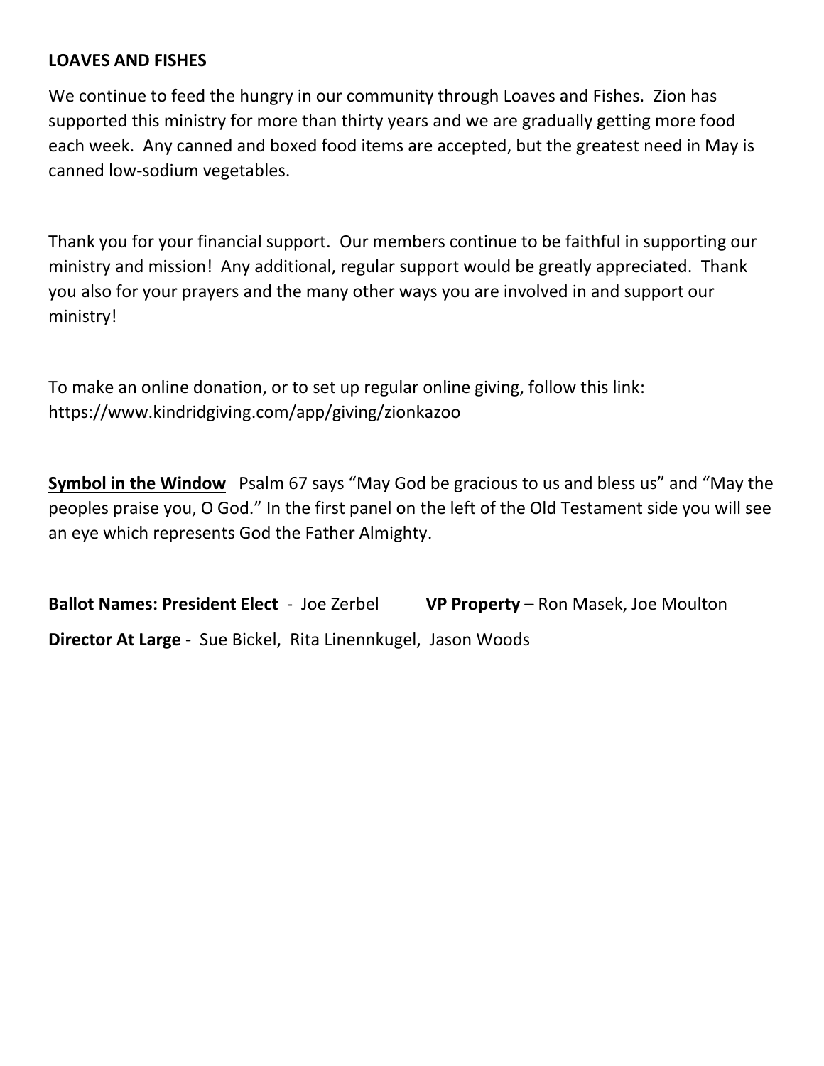**LOAVES AND FISHES**

We continue to feed the hungry in our community through Loaves and Fishes. Zion has supported this ministry for more than thirty years and we are gradually getting more food each week. Any canned and boxed food items are accepted, but the greatest need in May is canned low-sodium vegetables.

Thank you for your financial support. Our members continue to be faithful in supporting our ministry and mission! Any additional, regular support would be greatly appreciated. Thank you also for your prayers and the many other ways you are involved in and support our ministry!

To make an online donation, or to set up regular online giving, follow this link: https://www.kindridgiving.com/app/giving/zionkazoo

**Symbol in the Window** Psalm 67 says "May God be gracious to us and bless us" and "May the peoples praise you, O God." In the first panel on the left of the Old Testament side you will see an eye which represents God the Father Almighty.

**Ballot Names: President Elect** - Joe Zerbel **VP Property** – Ron Masek, Joe Moulton

**Director At Large** - Sue Bickel, Rita Linennkugel, Jason Woods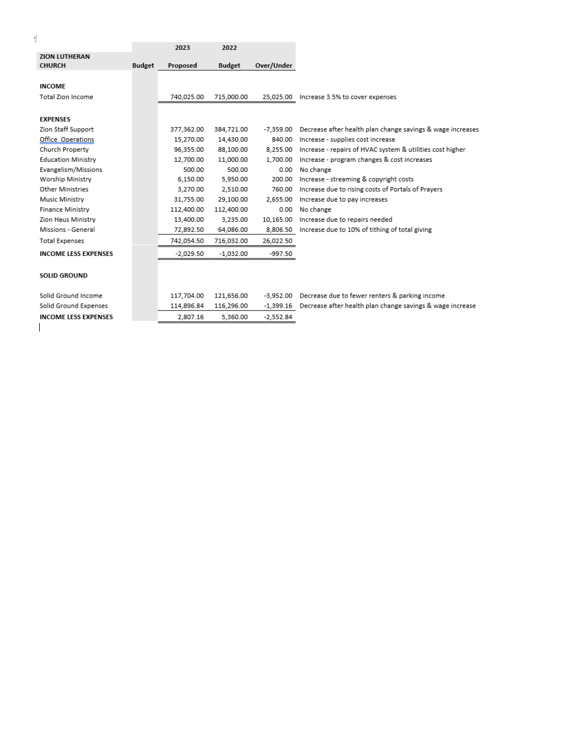| ZION LUTHERAN CHURCH | Budget | 2023 Proposed | 2022 Budget | Over/Under | |
|---|---|---|---|---|---|
| **INCOME** | | | | | |
| Total Zion Income | | 740,025.00 | 715,000.00 | 25,025.00 | Increase 3.5% to cover expenses |
| **EXPENSES** | | | | | |
| Zion Staff Support | | 377,362.00 | 384,721.00 | -7,359.00 | Decrease after health plan change savings & wage increases |
| Office Operations | | 15,270.00 | 14,430.00 | 840.00 | Increase - supplies cost increase |
| Church Property | | 96,355.00 | 88,100.00 | 8,255.00 | Increase - repairs of HVAC system & utilities cost higher |
| Education Ministry | | 12,700.00 | 11,000.00 | 1,700.00 | Increase - program changes & cost increases |
| Evangelism/Missions | | 500.00 | 500.00 | 0.00 | No change |
| Worship Ministry | | 6,150.00 | 5,950.00 | 200.00 | Increase - streaming & copyright costs |
| Other Ministries | | 3,270.00 | 2,510.00 | 760.00 | Increase due to rising costs of Portals of Prayers |
| Music Ministry | | 31,755.00 | 29,100.00 | 2,655.00 | Increase due to pay increases |
| Finance Ministry | | 112,400.00 | 112,400.00 | 0.00 | No change |
| Zion Haus Ministry | | 13,400.00 | 3,235.00 | 10,165.00 | Increase due to repairs needed |
| Missions - General | | 72,892.50 | 64,086.00 | 8,806.50 | Increase due to 10% of tithing of total giving |
| Total Expenses | | 742,054.50 | 716,032.00 | 26,022.50 | |
| **INCOME LESS EXPENSES** | | -2,029.50 | -1,032.00 | -997.50 | |
| **SOLID GROUND** | | | | | |
| Solid Ground Income | | 117,704.00 | 121,656.00 | -3,952.00 | Decrease due to fewer renters & parking income |
| Solid Ground Expenses | | 114,896.84 | 116,296.00 | -1,399.16 | Decrease after health plan change savings & wage increase |
| **INCOME LESS EXPENSES** | | 2,807.16 | 5,360.00 | -2,552.84 | |